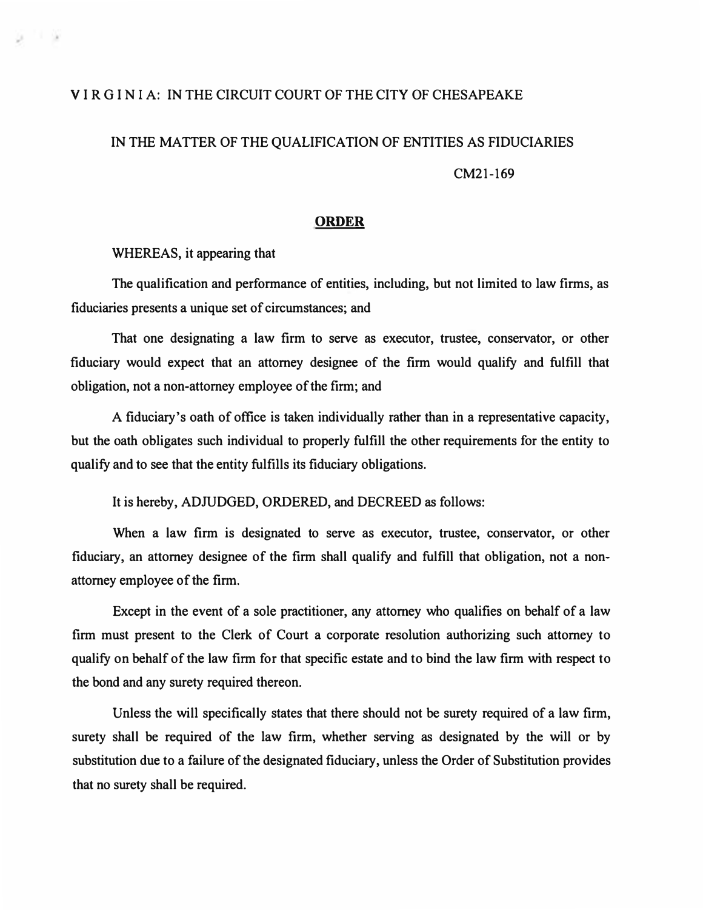V I R G I N I A: IN THE CIRCUIT COURT OF THE CITY OF CHESAPEAKE

IN THE MATTER OF THE QUALIFICATION OF ENTITIES AS FIDUCIARIES

CM21-169

## ORDER

WHEREAS, it appearing that

The qualification and performance of entities, including, but not limited to law firms, as fiduciaries presents a unique set of circumstances; and

That one designating a law firm to serve as executor, trustee, conservator, or other fiduciary would expect that an attorney designee of the firm would qualify and fulfill that obligation, not a non-attorney employee of the firm; and

A fiduciary's oath of office is taken individually rather than in a representative capacity, but the oath obligates such individual to properly fulfill the other requirements for the entity to qualify and to see that the entity fulfills its fiduciary obligations.

It is hereby, ADJUDGED, ORDERED, and DECREED as follows:

When a law firm is designated to serve as executor, trustee, conservator, or other fiduciary, an attorney designee of the firm shall qualify and fulfill that obligation, not a non-attorney employee of the firm.

Except in the event of a sole practitioner, any attorney who qualifies on behalf of a law firm must present to the Clerk of Court a corporate resolution authorizing such attorney to qualify on behalf of the law firm for that specific estate and to bind the law firm with respect to the bond and any surety required thereon.

Unless the will specifically states that there should not be surety required of a law firm, surety shall be required of the law firm, whether serving as designated by the will or by substitution due to a failure of the designated fiduciary, unless the Order of Substitution provides that no surety shall be required.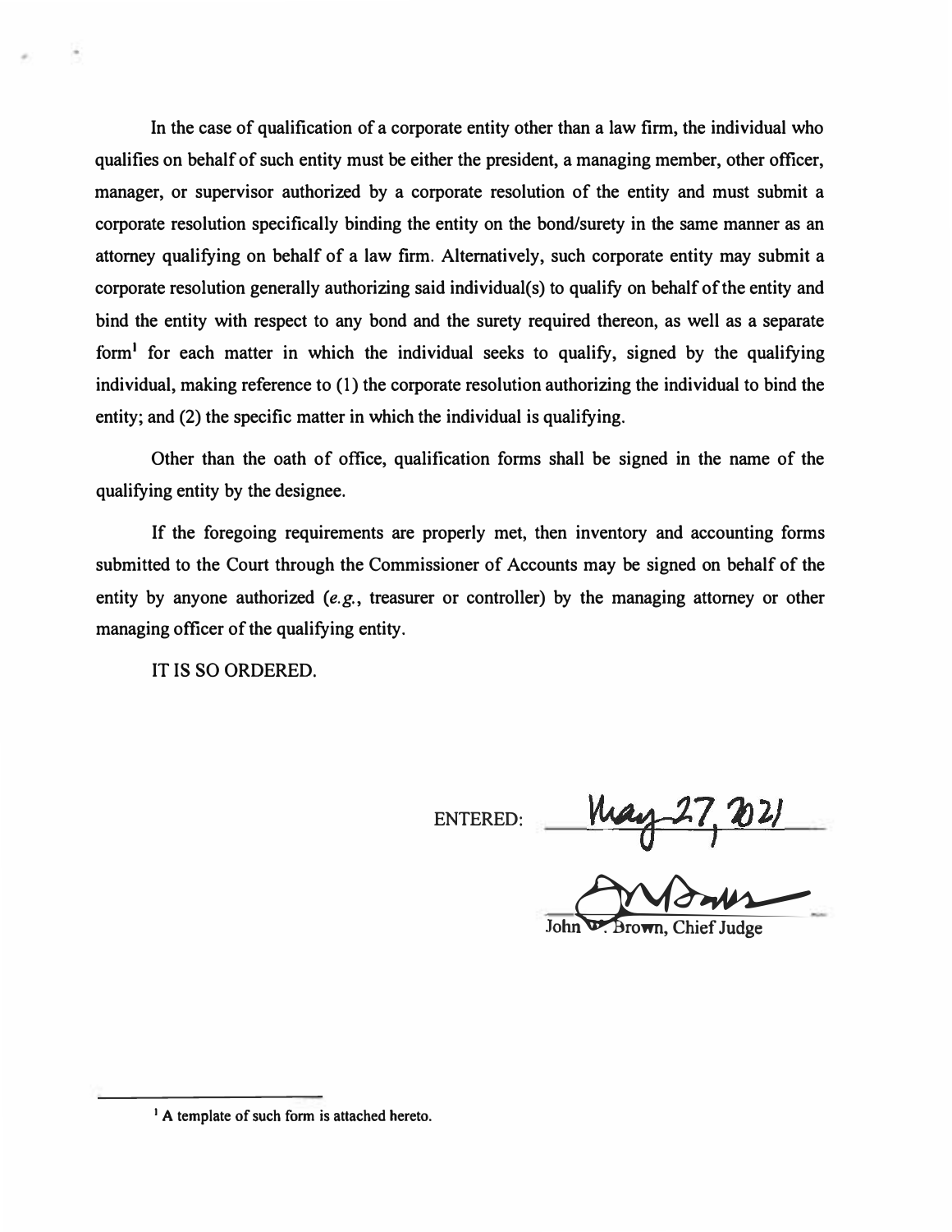In the case of qualification of a corporate entity other than a law firm, the individual who qualifies on behalf of such entity must be either the president, a managing member, other officer, manager, or supervisor authorized by a corporate resolution of the entity and must submit a corporate resolution specifically binding the entity on the bond/surety in the same manner as an attorney qualifying on behalf of a law firm. Alternatively, such corporate entity may submit a corporate resolution generally authorizing said individual(s) to qualify on behalf of the entity and bind the entity with respect to any bond and the surety required thereon, as well as a separate form[1] for each matter in which the individual seeks to qualify, signed by the qualifying individual, making reference to (1) the corporate resolution authorizing the individual to bind the entity; and (2) the specific matter in which the individual is qualifying.

Other than the oath of office, qualification forms shall be signed in the name of the qualifying entity by the designee.

If the foregoing requirements are properly met, then inventory and accounting forms submitted to the Court through the Commissioner of Accounts may be signed on behalf of the entity by anyone authorized (*e.g.*, treasurer or controller) by the managing attorney or other managing officer of the qualifying entity.

IT IS SO ORDERED.

ENTERED: May 27, 2021

John W. Brown, Chief Judge

---

[1] A template of such form is attached hereto.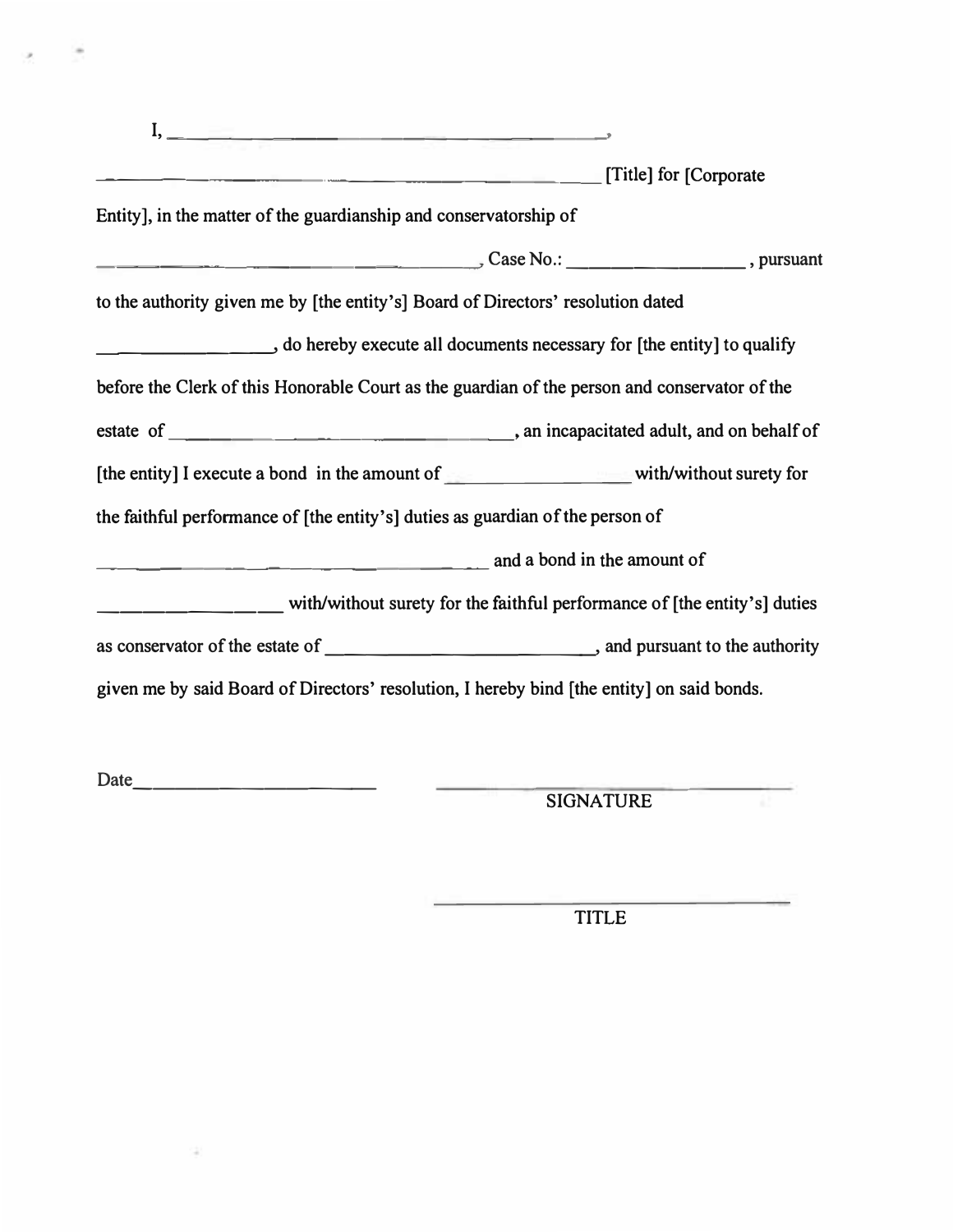I, ______________________________________________,

______________________________________________ [Title] for [Corporate Entity], in the matter of the guardianship and conservatorship of

______________________________________, Case No.: __________________ , pursuant to the authority given me by [the entity's] Board of Directors' resolution dated

________________, do hereby execute all documents necessary for [the entity] to qualify before the Clerk of this Honorable Court as the guardian of the person and conservator of the estate of ________________________________, an incapacitated adult, and on behalf of [the entity] I execute a bond in the amount of __________________ with/without surety for the faithful performance of [the entity's] duties as guardian of the person of

______________________________________ and a bond in the amount of

__________________ with/without surety for the faithful performance of [the entity's] duties as conservator of the estate of ____________________________, and pursuant to the authority given me by said Board of Directors' resolution, I hereby bind [the entity] on said bonds.

Date________________________

____________________________
SIGNATURE

____________________________
TITLE